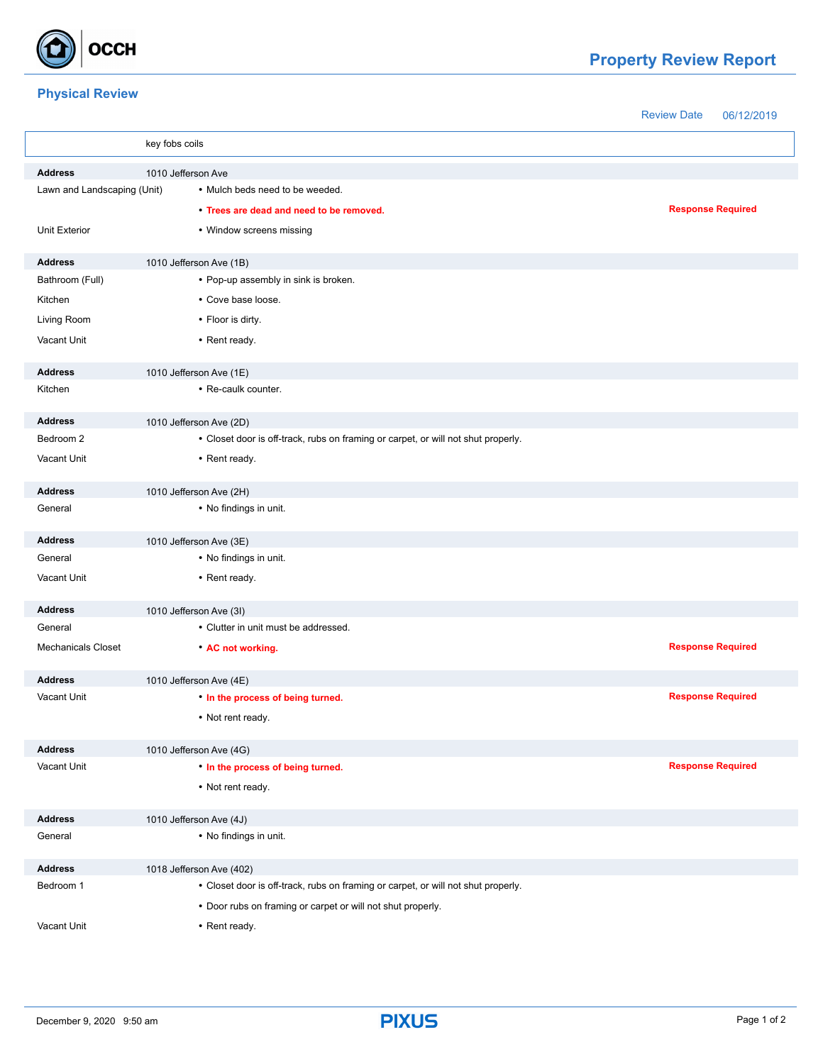# Property Review Report

## Physical Review

Review Date 06/12/2019

key fobs coils

| | | |
|---|---|---|
| **Address** | 1010 Jefferson Ave | |
| Lawn and Landscaping (Unit) | • Mulch beds need to be weeded. | |
| | • **Trees are dead and need to be removed.** | **Response Required** |
| Unit Exterior | • Window screens missing | |
| **Address** | 1010 Jefferson Ave (1B) | |
| Bathroom (Full) | • Pop-up assembly in sink is broken. | |
| Kitchen | • Cove base loose. | |
| Living Room | • Floor is dirty. | |
| Vacant Unit | • Rent ready. | |
| **Address** | 1010 Jefferson Ave (1E) | |
| Kitchen | • Re-caulk counter. | |
| **Address** | 1010 Jefferson Ave (2D) | |
| Bedroom 2 | • Closet door is off-track, rubs on framing or carpet, or will not shut properly. | |
| Vacant Unit | • Rent ready. | |
| **Address** | 1010 Jefferson Ave (2H) | |
| General | • No findings in unit. | |
| **Address** | 1010 Jefferson Ave (3E) | |
| General | • No findings in unit. | |
| Vacant Unit | • Rent ready. | |
| **Address** | 1010 Jefferson Ave (3I) | |
| General | • Clutter in unit must be addressed. | |
| Mechanicals Closet | • **AC not working.** | **Response Required** |
| **Address** | 1010 Jefferson Ave (4E) | |
| Vacant Unit | • **In the process of being turned.** | **Response Required** |
| | • Not rent ready. | |
| **Address** | 1010 Jefferson Ave (4G) | |
| Vacant Unit | • **In the process of being turned.** | **Response Required** |
| | • Not rent ready. | |
| **Address** | 1010 Jefferson Ave (4J) | |
| General | • No findings in unit. | |
| **Address** | 1018 Jefferson Ave (402) | |
| Bedroom 1 | • Closet door is off-track, rubs on framing or carpet, or will not shut properly. | |
| | • Door rubs on framing or carpet or will not shut properly. | |
| Vacant Unit | • Rent ready. | |

December 9, 2020 9:50 am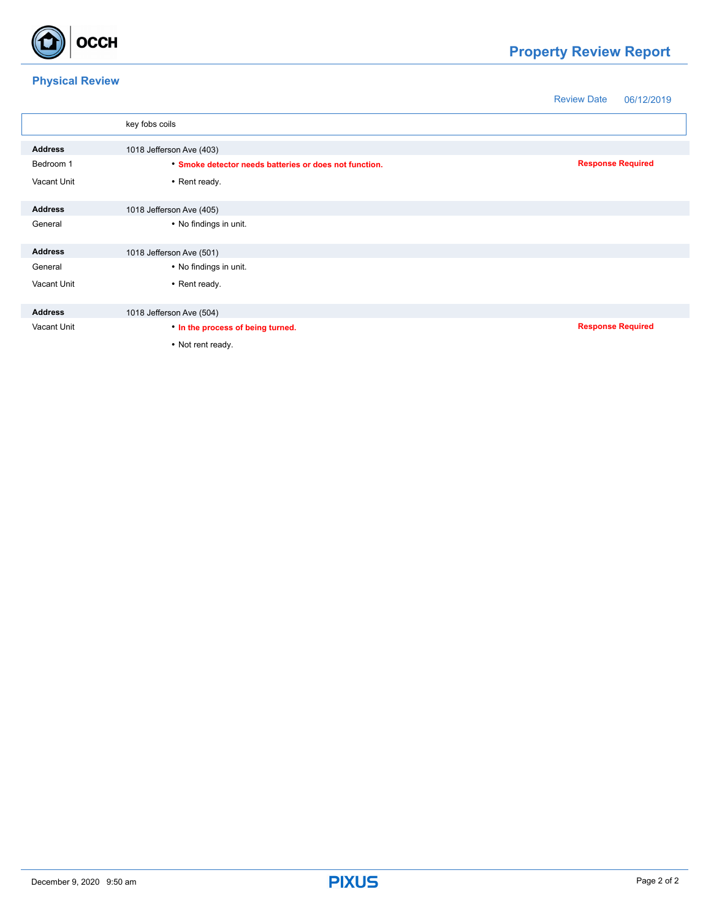## Physical Review

Review Date 06/12/2019

| | |
|---|---|
| | key fobs coils |

| | | |
|---|---|---|
| **Address** | 1018 Jefferson Ave (403) | |
| Bedroom 1 | • **Smoke detector needs batteries or does not function.** | **Response Required** |
| Vacant Unit | • Rent ready. | |
| **Address** | 1018 Jefferson Ave (405) | |
| General | • No findings in unit. | |
| **Address** | 1018 Jefferson Ave (501) | |
| General | • No findings in unit. | |
| Vacant Unit | • Rent ready. | |
| **Address** | 1018 Jefferson Ave (504) | |
| Vacant Unit | • **In the process of being turned.** | **Response Required** |
| | • Not rent ready. | |